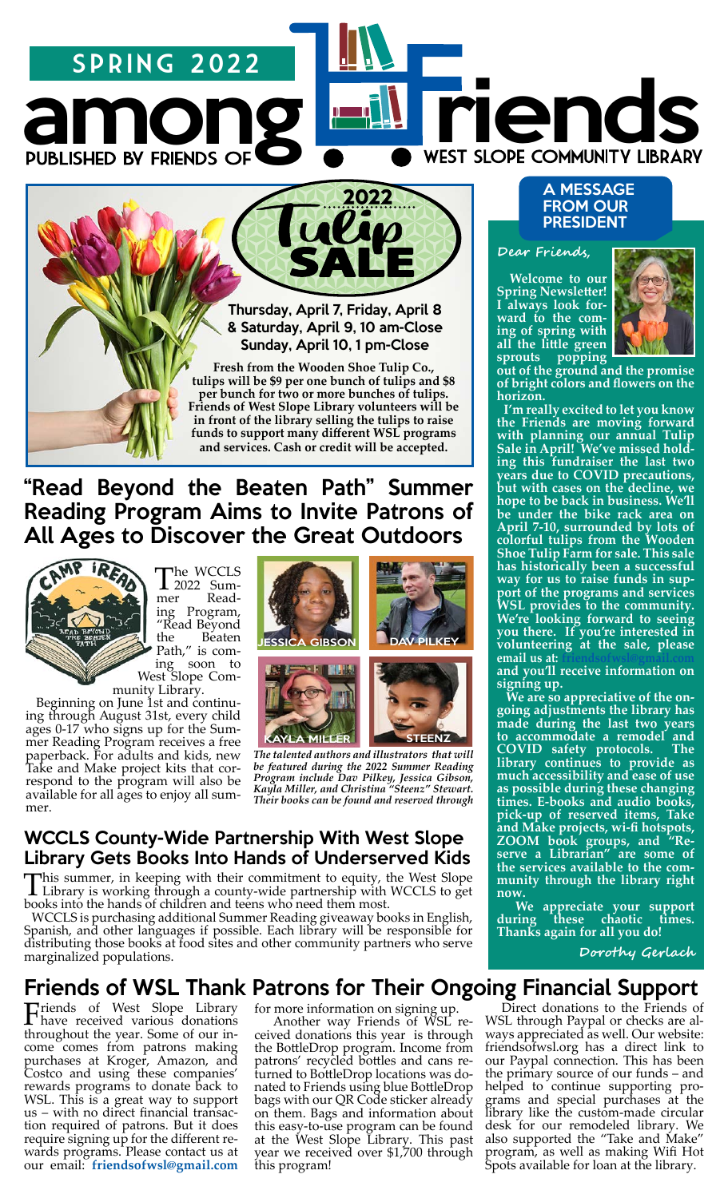# SPRING 2022

# among Friends

PUBLISHED BY FRIENDS OF WEST SLOPE COMMUNITY LIBRARY

## 2022 Tulip SALE

**Thursday, April 7, Friday, April 8 & Saturday, April 9, 10 am-Close**
**Sunday, April 10, 1 pm-Close**

**Fresh from the Wooden Shoe Tulip Co., tulips will be $9 per one bunch of tulips and $8 per bunch for two or more bunches of tulips. Friends of West Slope Library volunteers will be in front of the library selling the tulips to raise funds to support many different WSL programs and services. Cash or credit will be accepted.**

## "Read Beyond the Beaten Path" Summer Reading Program Aims to Invite Patrons of All Ages to Discover the Great Outdoors

The WCCLS 2022 Summer Reading Program, "Read Beyond the Beaten Path," is coming soon to West Slope Community Library.

Beginning on June 1st and continuing through August 31st, every child ages 0-17 who signs up for the Summer Reading Program receives a free paperback. For adults and kids, new Take and Make project kits that correspond to the program will also be available for all ages to enjoy all summer.

JESSICA GIBSON · DAV PILKEY · KAYLA MILLER · STEENZ

*The talented authors and illustrators that will be featured during the 2022 Summer Reading Program include Dav Pilkey, Jessica Gibson, Kayla Miller, and Christina "Steenz" Stewart. Their books can be found and reserved through*

## WCCLS County-Wide Partnership With West Slope Library Gets Books Into Hands of Underserved Kids

This summer, in keeping with their commitment to equity, the West Slope Library is working through a county-wide partnership with WCCLS to get books into the hands of children and teens who need them most.

WCCLS is purchasing additional Summer Reading giveaway books in English, Spanish, and other languages if possible. Each library will be responsible for distributing those books at food sites and other community partners who serve marginalized populations.

## A MESSAGE FROM OUR PRESIDENT

Dear Friends,

**Welcome to our Spring Newsletter! I always look forward to the coming of spring with all the little green sprouts popping out of the ground and the promise of bright colors and flowers on the horizon.**

**I'm really excited to let you know the Friends are moving forward with planning our annual Tulip Sale in April! We've missed holding this fundraiser the last two years due to COVID precautions, but with cases on the decline, we hope to be back in business. We'll be under the bike rack area on April 7-10, surrounded by lots of colorful tulips from the Wooden Shoe Tulip Farm for sale. This sale has historically been a successful way for us to raise funds in support of the programs and services WSL provides to the community. We're looking forward to seeing you there. If you're interested in volunteering at the sale, please email us at: friendsofwsl@gmail.com and you'll receive information on signing up.**

**We are so appreciative of the ongoing adjustments the library has made during the last two years to accommodate a remodel and COVID safety protocols. The library continues to provide as much accessibility and ease of use as possible during these changing times. E-books and audio books, pick-up of reserved items, Take and Make projects, wi-fi hotspots, ZOOM book groups, and "Reserve a Librarian" are some of the services available to the community through the library right now.**

**We appreciate your support during these chaotic times. Thanks again for all you do!**

Dorothy Gerlach

## Friends of WSL Thank Patrons for Their Ongoing Financial Support

Friends of West Slope Library have received various donations throughout the year. Some of our income comes from patrons making purchases at Kroger, Amazon, and Costco and using these companies' rewards programs to donate back to WSL. This is a great way to support us – with no direct financial transaction required of patrons. But it does require signing up for the different rewards programs. Please contact us at our email: **friendsofwsl@gmail.com** for more information on signing up.

Another way Friends of WSL received donations this year is through the BottleDrop program. Income from patrons' recycled bottles and cans returned to BottleDrop locations was donated to Friends using blue BottleDrop bags with our QR Code sticker already on them. Bags and information about this easy-to-use program can be found at the West Slope Library. This past year we received over $1,700 through this program!

Direct donations to the Friends of WSL through Paypal or checks are always appreciated as well. Our website: friendsofwsl.org has a direct link to our Paypal connection. This has been the primary source of our funds – and helped to continue supporting programs and special purchases at the library like the custom-made circular desk for our remodeled library. We also supported the "Take and Make" program, as well as making Wifi Hot Spots available for loan at the library.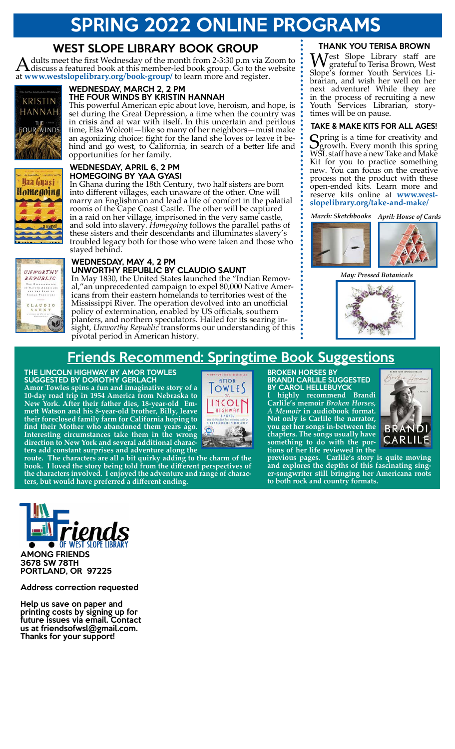# SPRING 2022 ONLINE PROGRAMS

## WEST SLOPE LIBRARY BOOK GROUP

Adults meet the first Wednesday of the month from 2-3:30 p.m via Zoom to discuss a featured book at this member-led book group. Go to the website at **www.westslopelibrary.org/book-group/** to learn more and register.

### WEDNESDAY, MARCH 2, 2 PM
### THE FOUR WINDS BY KRISTIN HANNAH

This powerful American epic about love, heroism, and hope, is set during the Great Depression, a time when the country was in crisis and at war with itself. In this uncertain and perilous time, Elsa Wolcott—like so many of her neighbors—must make an agonizing choice: fight for the land she loves or leave it behind and go west, to California, in search of a better life and opportunities for her family.

### WEDNESDAY, APRIL 6, 2 PM
### HOMEGOING BY YAA GYASI

In Ghana during the 18th Century, two half sisters are born into different villages, each unaware of the other. One will marry an Englishman and lead a life of comfort in the palatial rooms of the Cape Coast Castle. The other will be captured in a raid on her village, imprisoned in the very same castle, and sold into slavery. *Homegoing* follows the parallel paths of these sisters and their descendants and illuminates slavery's troubled legacy both for those who were taken and those who stayed behind.

### WEDNESDAY, MAY 4, 2 PM
### UNWORTHY REPUBLIC BY CLAUDIO SAUNT

In May 1830, the United States launched the "Indian Removal,"an unprecedented campaign to expel 80,000 Native Americans from their eastern homelands to territories west of the Mississippi River. The operation devolved into an unofficial policy of extermination, enabled by US officials, southern planters, and northern speculators. Hailed for its searing insight, *Unworthy Republic* transforms our understanding of this pivotal period in American history.

## THANK YOU TERISA BROWN

West Slope Library staff are grateful to Terisa Brown, West Slope's former Youth Services Librarian, and wish her well on her next adventure! While they are in the process of recruiting a new Youth Services Librarian, storytimes will be on pause.

## TAKE & MAKE KITS FOR ALL AGES!

Spring is a time for creativity and growth. Every month this spring WSL staff have a new Take and Make Kit for you to practice something new. You can focus on the creative process not the product with these open-ended kits. Learn more and reserve kits online at **www.westslopelibrary.org/take-and-make/**

*March: Sketchbooks*

*April: House of Cards*

*May: Pressed Botanicals*

## Friends Recommend: Springtime Book Suggestions

### THE LINCOLN HIGHWAY BY AMOR TOWLES SUGGESTED BY DOROTHY GERLACH

**Amor Towles spins a fun and imaginative story of a 10-day road trip in 1954 America from Nebraska to New York. After their father dies, 18-year-old Emmett Watson and his 8-year-old brother, Billy, leave their foreclosed family farm for California hoping to find their Mother who abandoned them years ago. Interesting circumstances take them in the wrong direction to New York and several additional characters add constant surprises and adventure along the route. The characters are all a bit quirky adding to the charm of the book. I loved the story being told from the different perspectives of the characters involved. I enjoyed the adventure and range of characters, but would have preferred a different ending.**

### BROKEN HORSES BY BRANDI CARLILE SUGGESTED BY CAROL HELLEBUYCK

**I highly recommend Brandi Carlile's memoir *Broken Horses, A Memoir* in audiobook format. Not only is Carlile the narrator, you get her songs in-between the chapters. The songs usually have something to do with the portions of her life reviewed in the previous pages. Carlile's story is quite moving and explores the depths of this fascinating singer-songwriter still bringing her Americana roots to both rock and country formats.**

Friends OF WEST SLOPE LIBRARY

**AMONG FRIENDS**
**3678 SW 78TH**
**PORTLAND, OR 97225**

**Address correction requested**

**Help us save on paper and printing costs by signing up for future issues via email. Contact us at friendsofwsl@gmail.com. Thanks for your support!**